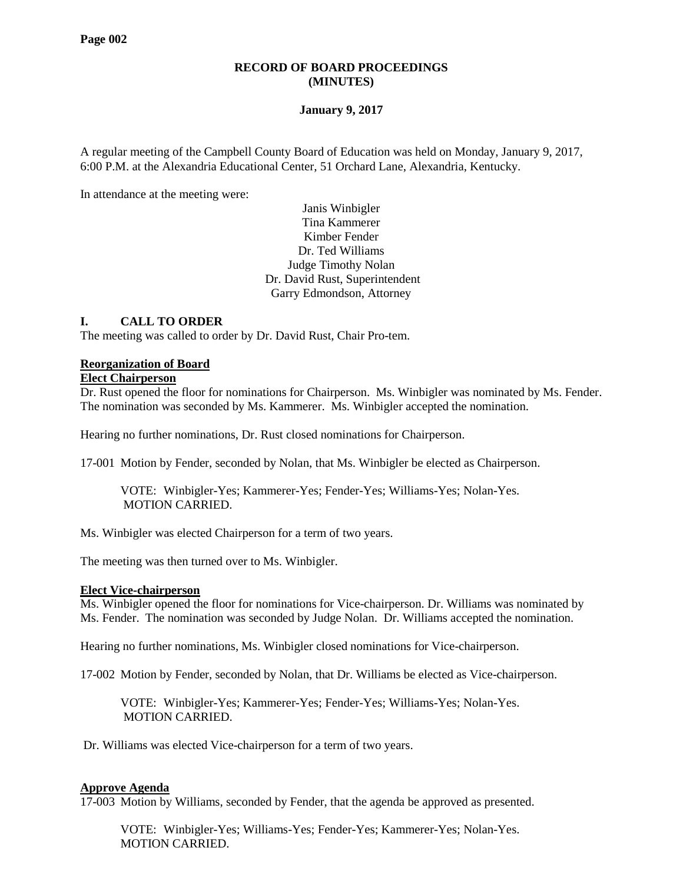# RECORD OF BOARD PROCEEDINGS (MINUTES)

## January 9, 2017

A regular meeting of the Campbell County Board of Education was held on Monday, January 9, 2017, 6:00 P.M. at the Alexandria Educational Center, 51 Orchard Lane, Alexandria, Kentucky.

In attendance at the meeting were:

Janis Winbigler
Tina Kammerer
Kimber Fender
Dr. Ted Williams
Judge Timothy Nolan
Dr. David Rust, Superintendent
Garry Edmondson, Attorney

## I. CALL TO ORDER

The meeting was called to order by Dr. David Rust, Chair Pro-tem.

**Reorganization of Board**

**Elect Chairperson**

Dr. Rust opened the floor for nominations for Chairperson. Ms. Winbigler was nominated by Ms. Fender. The nomination was seconded by Ms. Kammerer. Ms. Winbigler accepted the nomination.

Hearing no further nominations, Dr. Rust closed nominations for Chairperson.

17-001 Motion by Fender, seconded by Nolan, that Ms. Winbigler be elected as Chairperson.

> VOTE: Winbigler-Yes; Kammerer-Yes; Fender-Yes; Williams-Yes; Nolan-Yes.
> MOTION CARRIED.

Ms. Winbigler was elected Chairperson for a term of two years.

The meeting was then turned over to Ms. Winbigler.

**Elect Vice-chairperson**

Ms. Winbigler opened the floor for nominations for Vice-chairperson. Dr. Williams was nominated by Ms. Fender. The nomination was seconded by Judge Nolan. Dr. Williams accepted the nomination.

Hearing no further nominations, Ms. Winbigler closed nominations for Vice-chairperson.

17-002 Motion by Fender, seconded by Nolan, that Dr. Williams be elected as Vice-chairperson.

> VOTE: Winbigler-Yes; Kammerer-Yes; Fender-Yes; Williams-Yes; Nolan-Yes.
> MOTION CARRIED.

Dr. Williams was elected Vice-chairperson for a term of two years.

**Approve Agenda**

17-003 Motion by Williams, seconded by Fender, that the agenda be approved as presented.

> VOTE: Winbigler-Yes; Williams-Yes; Fender-Yes; Kammerer-Yes; Nolan-Yes.
> MOTION CARRIED.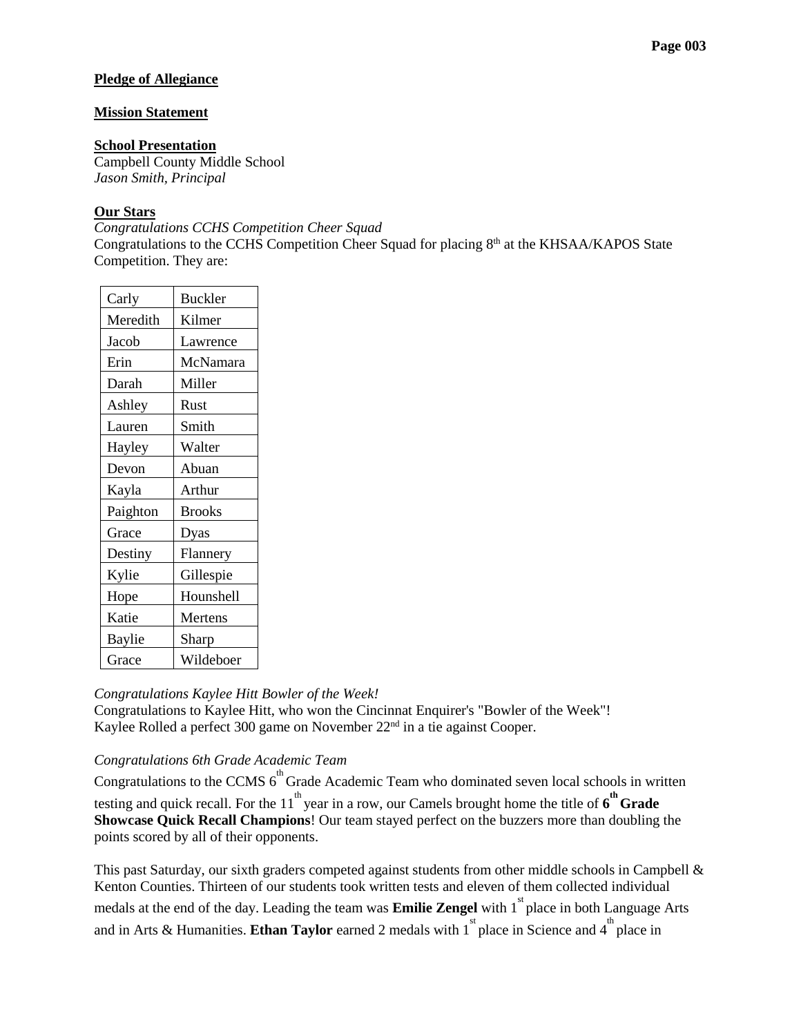**Pledge of Allegiance**

**Mission Statement**

**School Presentation**
Campbell County Middle School
*Jason Smith, Principal*

**Our Stars**

*Congratulations CCHS Competition Cheer Squad*

Congratulations to the CCHS Competition Cheer Squad for placing 8th at the KHSAA/KAPOS State Competition. They are:

| | |
|---|---|
| Carly | Buckler |
| Meredith | Kilmer |
| Jacob | Lawrence |
| Erin | McNamara |
| Darah | Miller |
| Ashley | Rust |
| Lauren | Smith |
| Hayley | Walter |
| Devon | Abuan |
| Kayla | Arthur |
| Paighton | Brooks |
| Grace | Dyas |
| Destiny | Flannery |
| Kylie | Gillespie |
| Hope | Hounshell |
| Katie | Mertens |
| Baylie | Sharp |
| Grace | Wildeboer |

*Congratulations Kaylee Hitt Bowler of the Week!*

Congratulations to Kaylee Hitt, who won the Cincinnat Enquirer's "Bowler of the Week"!
Kaylee Rolled a perfect 300 game on November 22nd in a tie against Cooper.

*Congratulations 6th Grade Academic Team*

Congratulations to the CCMS 6th Grade Academic Team who dominated seven local schools in written testing and quick recall. For the 11th year in a row, our Camels brought home the title of **6th Grade Showcase Quick Recall Champions**! Our team stayed perfect on the buzzers more than doubling the points scored by all of their opponents.

This past Saturday, our sixth graders competed against students from other middle schools in Campbell & Kenton Counties. Thirteen of our students took written tests and eleven of them collected individual medals at the end of the day. Leading the team was **Emilie Zengel** with 1st place in both Language Arts and in Arts & Humanities. **Ethan Taylor** earned 2 medals with 1st place in Science and 4th place in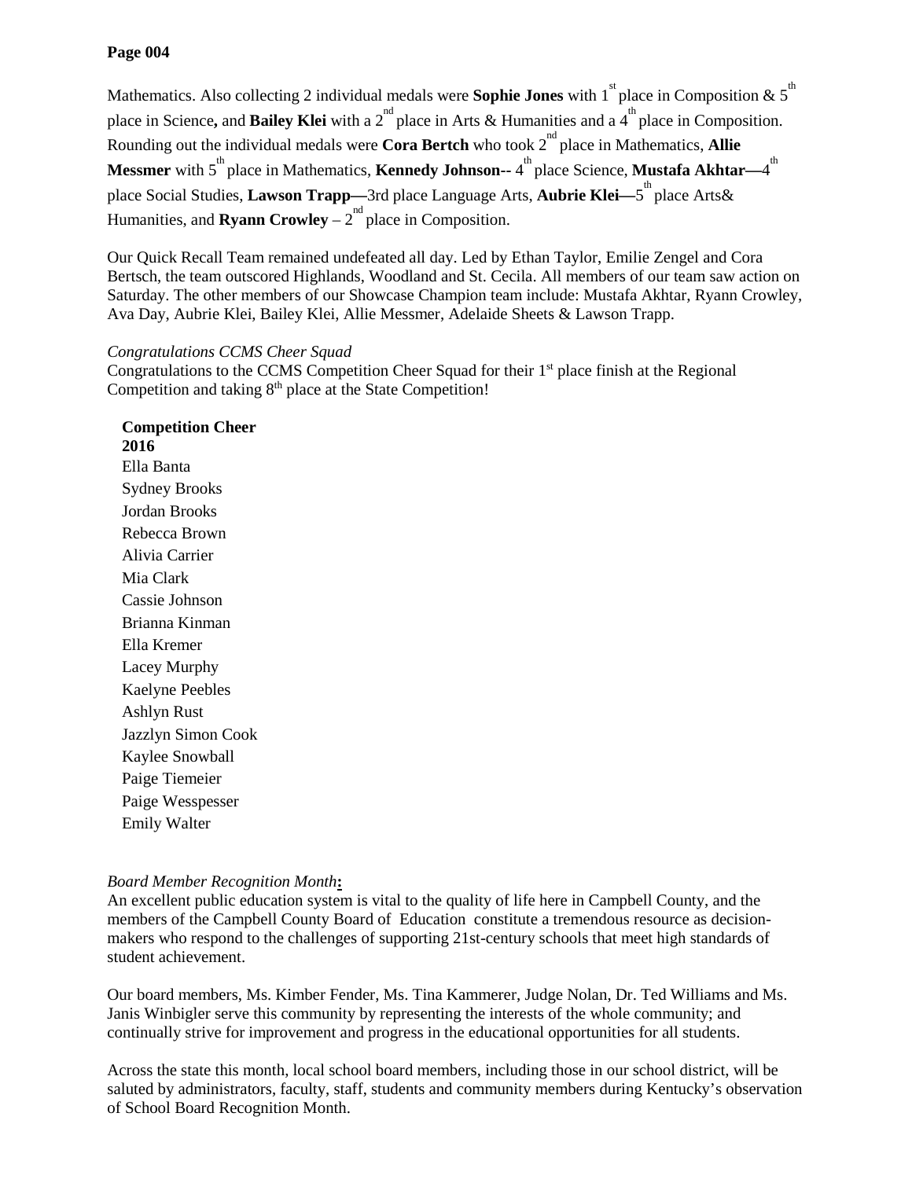Mathematics. Also collecting 2 individual medals were **Sophie Jones** with 1st place in Composition & 5th place in Science**,** and **Bailey Klei** with a 2nd place in Arts & Humanities and a 4th place in Composition. Rounding out the individual medals were **Cora Bertch** who took 2nd place in Mathematics, **Allie Messmer** with 5th place in Mathematics, **Kennedy Johnson**-- 4th place Science, **Mustafa Akhtar—**4th place Social Studies, **Lawson Trapp—**3rd place Language Arts, **Aubrie Klei—**5th place Arts& Humanities, and **Ryann Crowley** – 2nd place in Composition.

Our Quick Recall Team remained undefeated all day. Led by Ethan Taylor, Emilie Zengel and Cora Bertsch, the team outscored Highlands, Woodland and St. Cecila. All members of our team saw action on Saturday. The other members of our Showcase Champion team include: Mustafa Akhtar, Ryann Crowley, Ava Day, Aubrie Klei, Bailey Klei, Allie Messmer, Adelaide Sheets & Lawson Trapp.

*Congratulations CCMS Cheer Squad*

Congratulations to the CCMS Competition Cheer Squad for their 1st place finish at the Regional Competition and taking 8th place at the State Competition!

**Competition Cheer 2016**

Ella Banta
Sydney Brooks
Jordan Brooks
Rebecca Brown
Alivia Carrier
Mia Clark
Cassie Johnson
Brianna Kinman
Ella Kremer
Lacey Murphy
Kaelyne Peebles
Ashlyn Rust
Jazzlyn Simon Cook
Kaylee Snowball
Paige Tiemeier
Paige Wesspesser
Emily Walter

*Board Member Recognition Month***:**

An excellent public education system is vital to the quality of life here in Campbell County, and the members of the Campbell County Board of Education constitute a tremendous resource as decision-makers who respond to the challenges of supporting 21st-century schools that meet high standards of student achievement.

Our board members, Ms. Kimber Fender, Ms. Tina Kammerer, Judge Nolan, Dr. Ted Williams and Ms. Janis Winbigler serve this community by representing the interests of the whole community; and continually strive for improvement and progress in the educational opportunities for all students.

Across the state this month, local school board members, including those in our school district, will be saluted by administrators, faculty, staff, students and community members during Kentucky's observation of School Board Recognition Month.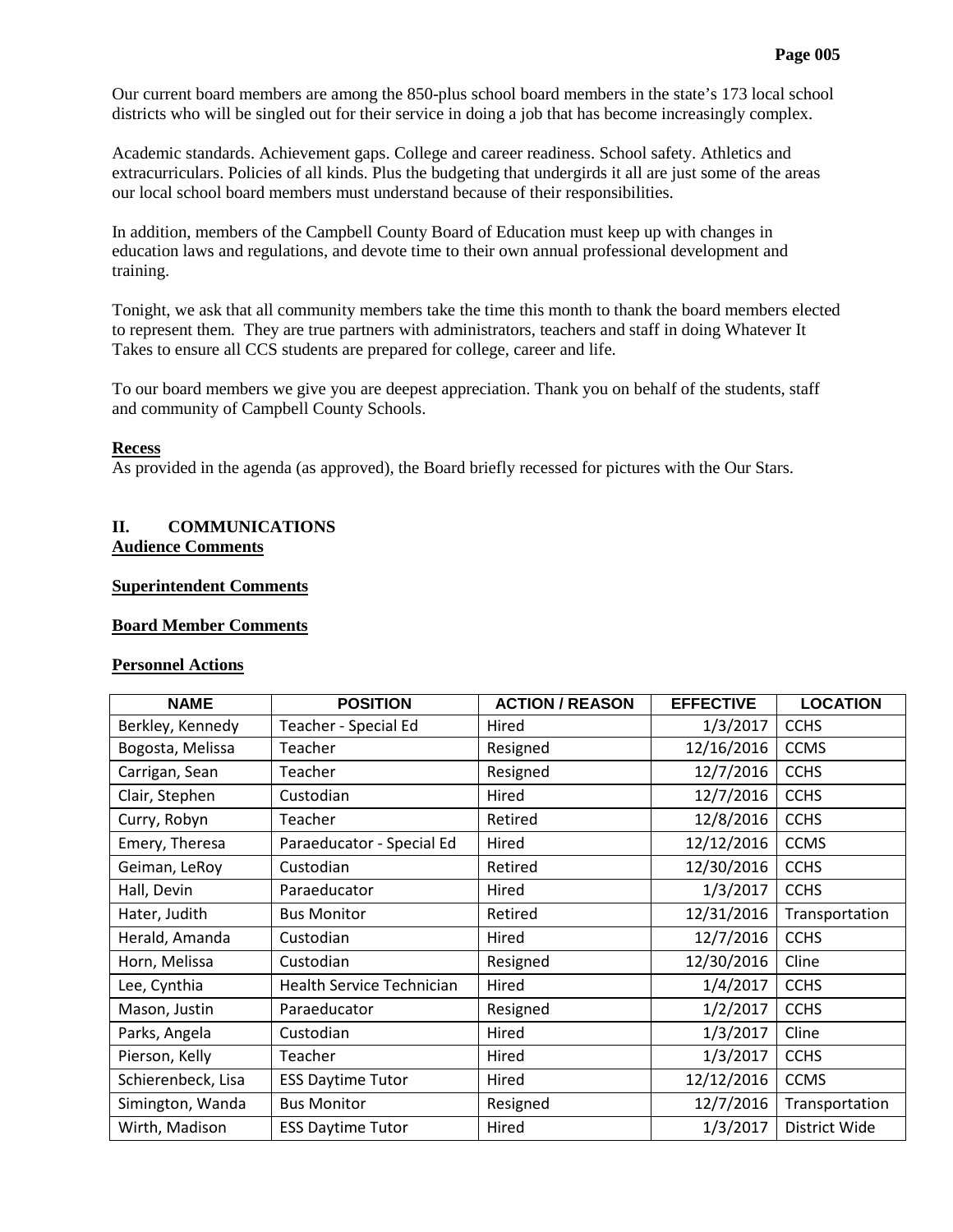Our current board members are among the 850-plus school board members in the state's 173 local school districts who will be singled out for their service in doing a job that has become increasingly complex.

Academic standards. Achievement gaps. College and career readiness. School safety. Athletics and extracurriculars. Policies of all kinds. Plus the budgeting that undergirds it all are just some of the areas our local school board members must understand because of their responsibilities.

In addition, members of the Campbell County Board of Education must keep up with changes in education laws and regulations, and devote time to their own annual professional development and training.

Tonight, we ask that all community members take the time this month to thank the board members elected to represent them. They are true partners with administrators, teachers and staff in doing Whatever It Takes to ensure all CCS students are prepared for college, career and life.

To our board members we give you are deepest appreciation. Thank you on behalf of the students, staff and community of Campbell County Schools.

**Recess**

As provided in the agenda (as approved), the Board briefly recessed for pictures with the Our Stars.

## II. COMMUNICATIONS

**Audience Comments**

**Superintendent Comments**

**Board Member Comments**

**Personnel Actions**

| NAME | POSITION | ACTION / REASON | EFFECTIVE | LOCATION |
|---|---|---|---|---|
| Berkley, Kennedy | Teacher - Special Ed | Hired | 1/3/2017 | CCHS |
| Bogosta, Melissa | Teacher | Resigned | 12/16/2016 | CCMS |
| Carrigan, Sean | Teacher | Resigned | 12/7/2016 | CCHS |
| Clair, Stephen | Custodian | Hired | 12/7/2016 | CCHS |
| Curry, Robyn | Teacher | Retired | 12/8/2016 | CCHS |
| Emery, Theresa | Paraeducator - Special Ed | Hired | 12/12/2016 | CCMS |
| Geiman, LeRoy | Custodian | Retired | 12/30/2016 | CCHS |
| Hall, Devin | Paraeducator | Hired | 1/3/2017 | CCHS |
| Hater, Judith | Bus Monitor | Retired | 12/31/2016 | Transportation |
| Herald, Amanda | Custodian | Hired | 12/7/2016 | CCHS |
| Horn, Melissa | Custodian | Resigned | 12/30/2016 | Cline |
| Lee, Cynthia | Health Service Technician | Hired | 1/4/2017 | CCHS |
| Mason, Justin | Paraeducator | Resigned | 1/2/2017 | CCHS |
| Parks, Angela | Custodian | Hired | 1/3/2017 | Cline |
| Pierson, Kelly | Teacher | Hired | 1/3/2017 | CCHS |
| Schierenbeck, Lisa | ESS Daytime Tutor | Hired | 12/12/2016 | CCMS |
| Simington, Wanda | Bus Monitor | Resigned | 12/7/2016 | Transportation |
| Wirth, Madison | ESS Daytime Tutor | Hired | 1/3/2017 | District Wide |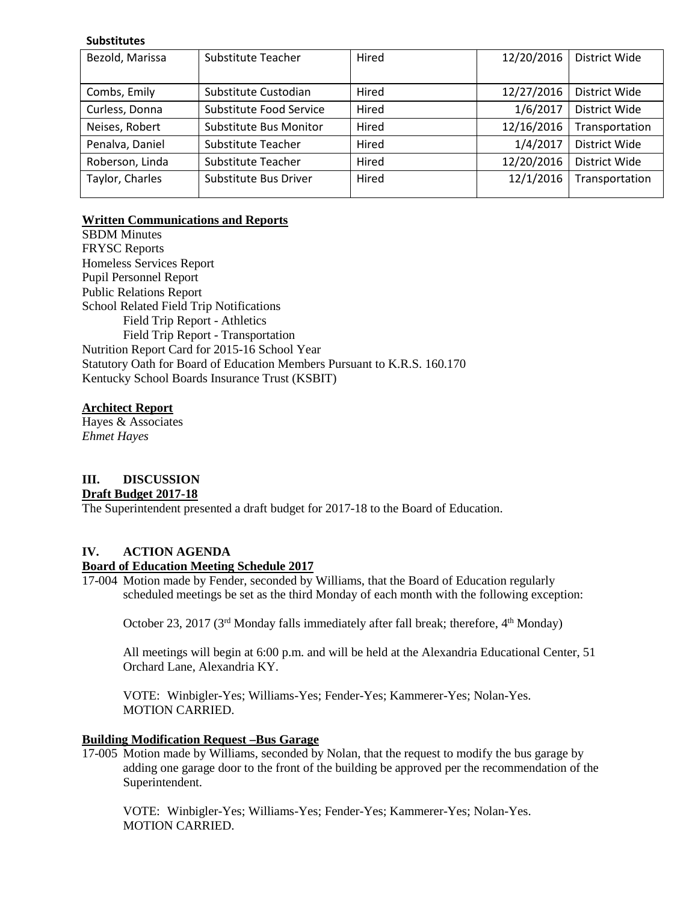**Substitutes**

| | | | | |
|---|---|---|---|---|
| Bezold, Marissa | Substitute Teacher | Hired | 12/20/2016 | District Wide |
| Combs, Emily | Substitute Custodian | Hired | 12/27/2016 | District Wide |
| Curless, Donna | Substitute Food Service | Hired | 1/6/2017 | District Wide |
| Neises, Robert | Substitute Bus Monitor | Hired | 12/16/2016 | Transportation |
| Penalva, Daniel | Substitute Teacher | Hired | 1/4/2017 | District Wide |
| Roberson, Linda | Substitute Teacher | Hired | 12/20/2016 | District Wide |
| Taylor, Charles | Substitute Bus Driver | Hired | 12/1/2016 | Transportation |

**Written Communications and Reports**

SBDM Minutes
FRYSC Reports
Homeless Services Report
Pupil Personnel Report
Public Relations Report
School Related Field Trip Notifications
    Field Trip Report - Athletics
    Field Trip Report - Transportation
Nutrition Report Card for 2015-16 School Year
Statutory Oath for Board of Education Members Pursuant to K.R.S. 160.170
Kentucky School Boards Insurance Trust (KSBIT)

**Architect Report**

Hayes & Associates
*Ehmet Hayes*

## III. DISCUSSION

**Draft Budget 2017-18**

The Superintendent presented a draft budget for 2017-18 to the Board of Education.

## IV. ACTION AGENDA

**Board of Education Meeting Schedule 2017**

17-004 Motion made by Fender, seconded by Williams, that the Board of Education regularly scheduled meetings be set as the third Monday of each month with the following exception:

October 23, 2017 (3rd Monday falls immediately after fall break; therefore, 4th Monday)

All meetings will begin at 6:00 p.m. and will be held at the Alexandria Educational Center, 51 Orchard Lane, Alexandria KY.

VOTE: Winbigler-Yes; Williams-Yes; Fender-Yes; Kammerer-Yes; Nolan-Yes.
MOTION CARRIED.

**Building Modification Request –Bus Garage**

17-005 Motion made by Williams, seconded by Nolan, that the request to modify the bus garage by adding one garage door to the front of the building be approved per the recommendation of the Superintendent.

VOTE: Winbigler-Yes; Williams-Yes; Fender-Yes; Kammerer-Yes; Nolan-Yes.
MOTION CARRIED.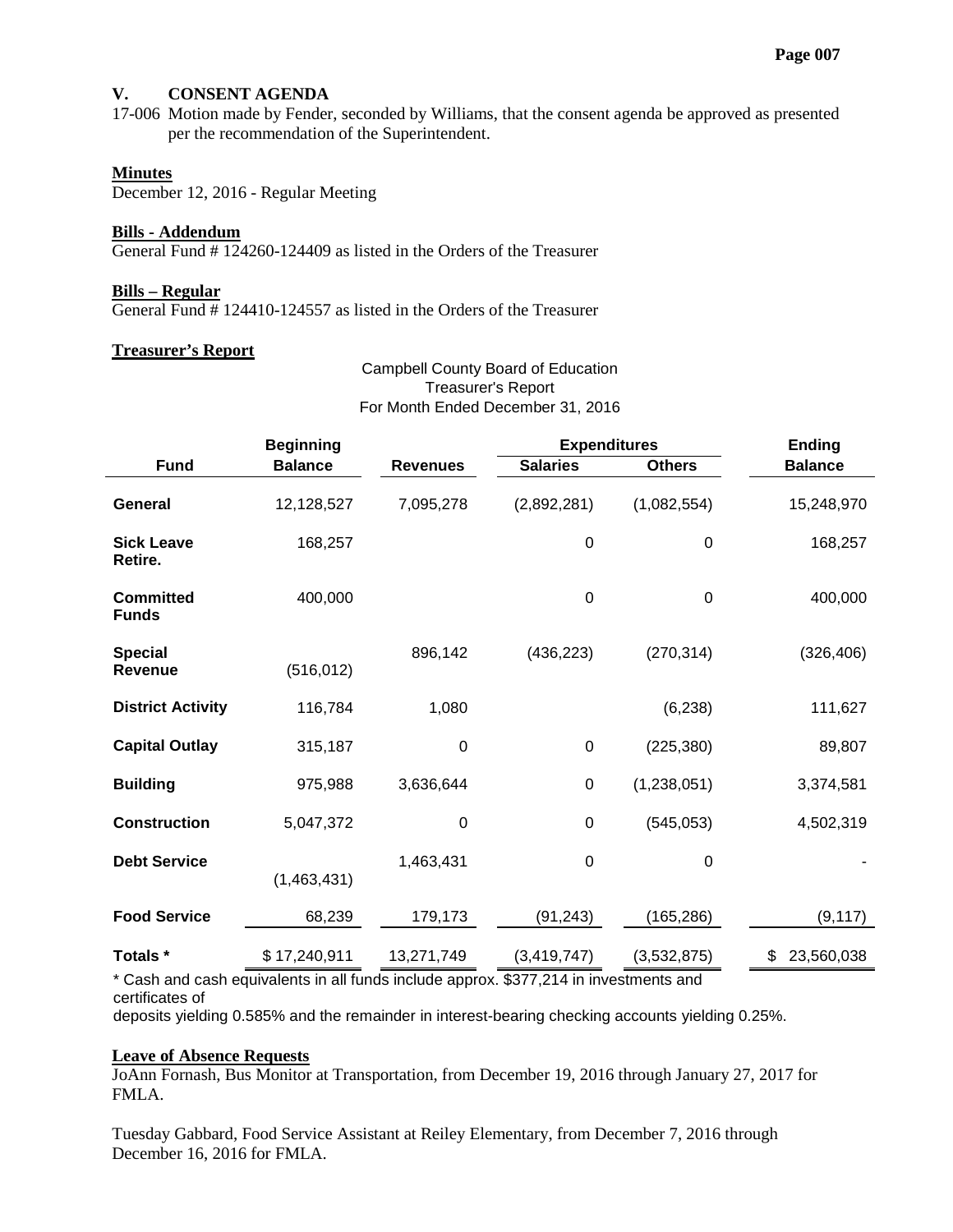## V. CONSENT AGENDA

17-006 Motion made by Fender, seconded by Williams, that the consent agenda be approved as presented per the recommendation of the Superintendent.

**Minutes**

December 12, 2016 - Regular Meeting

**Bills - Addendum**

General Fund # 124260-124409 as listed in the Orders of the Treasurer

**Bills – Regular**

General Fund # 124410-124557 as listed in the Orders of the Treasurer

**Treasurer's Report**

Campbell County Board of Education
Treasurer's Report
For Month Ended December 31, 2016

| Fund | Beginning Balance | Revenues | Expenditures Salaries | Expenditures Others | Ending Balance |
|---|---|---|---|---|---|
| **General** | 12,128,527 | 7,095,278 | (2,892,281) | (1,082,554) | 15,248,970 |
| **Sick Leave Retire.** | 168,257 | | 0 | 0 | 168,257 |
| **Committed Funds** | 400,000 | | 0 | 0 | 400,000 |
| **Special Revenue** | (516,012) | 896,142 | (436,223) | (270,314) | (326,406) |
| **District Activity** | 116,784 | 1,080 | | (6,238) | 111,627 |
| **Capital Outlay** | 315,187 | 0 | 0 | (225,380) | 89,807 |
| **Building** | 975,988 | 3,636,644 | 0 | (1,238,051) | 3,374,581 |
| **Construction** | 5,047,372 | 0 | 0 | (545,053) | 4,502,319 |
| **Debt Service** | (1,463,431) | 1,463,431 | 0 | 0 | - |
| **Food Service** | 68,239 | 179,173 | (91,243) | (165,286) | (9,117) |
| **Totals *** | $ 17,240,911 | 13,271,749 | (3,419,747) | (3,532,875) | $ 23,560,038 |

* Cash and cash equivalents in all funds include approx. $377,214 in investments and certificates of deposits yielding 0.585% and the remainder in interest-bearing checking accounts yielding 0.25%.

**Leave of Absence Requests**

JoAnn Fornash, Bus Monitor at Transportation, from December 19, 2016 through January 27, 2017 for FMLA.

Tuesday Gabbard, Food Service Assistant at Reiley Elementary, from December 7, 2016 through December 16, 2016 for FMLA.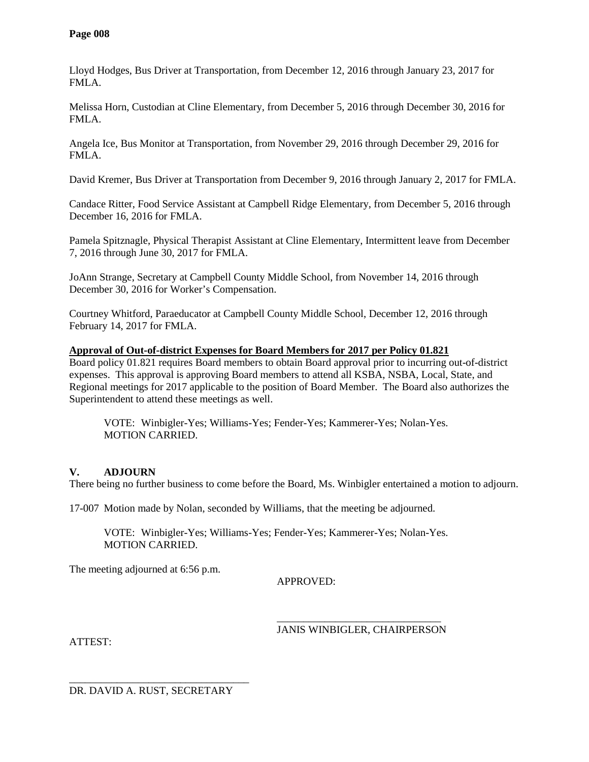Lloyd Hodges, Bus Driver at Transportation, from December 12, 2016 through January 23, 2017 for FMLA.

Melissa Horn, Custodian at Cline Elementary, from December 5, 2016 through December 30, 2016 for FMLA.

Angela Ice, Bus Monitor at Transportation, from November 29, 2016 through December 29, 2016 for FMLA.

David Kremer, Bus Driver at Transportation from December 9, 2016 through January 2, 2017 for FMLA.

Candace Ritter, Food Service Assistant at Campbell Ridge Elementary, from December 5, 2016 through December 16, 2016 for FMLA.

Pamela Spitznagle, Physical Therapist Assistant at Cline Elementary, Intermittent leave from December 7, 2016 through June 30, 2017 for FMLA.

JoAnn Strange, Secretary at Campbell County Middle School, from November 14, 2016 through December 30, 2016 for Worker's Compensation.

Courtney Whitford, Paraeducator at Campbell County Middle School, December 12, 2016 through February 14, 2017 for FMLA.

**Approval of Out-of-district Expenses for Board Members for 2017 per Policy 01.821**

Board policy 01.821 requires Board members to obtain Board approval prior to incurring out-of-district expenses. This approval is approving Board members to attend all KSBA, NSBA, Local, State, and Regional meetings for 2017 applicable to the position of Board Member. The Board also authorizes the Superintendent to attend these meetings as well.

VOTE: Winbigler-Yes; Williams-Yes; Fender-Yes; Kammerer-Yes; Nolan-Yes.
MOTION CARRIED.

## V. ADJOURN

There being no further business to come before the Board, Ms. Winbigler entertained a motion to adjourn.

17-007 Motion made by Nolan, seconded by Williams, that the meeting be adjourned.

VOTE: Winbigler-Yes; Williams-Yes; Fender-Yes; Kammerer-Yes; Nolan-Yes.
MOTION CARRIED.

The meeting adjourned at 6:56 p.m.

APPROVED:

______________________________
JANIS WINBIGLER, CHAIRPERSON

ATTEST:

______________________________
DR. DAVID A. RUST, SECRETARY